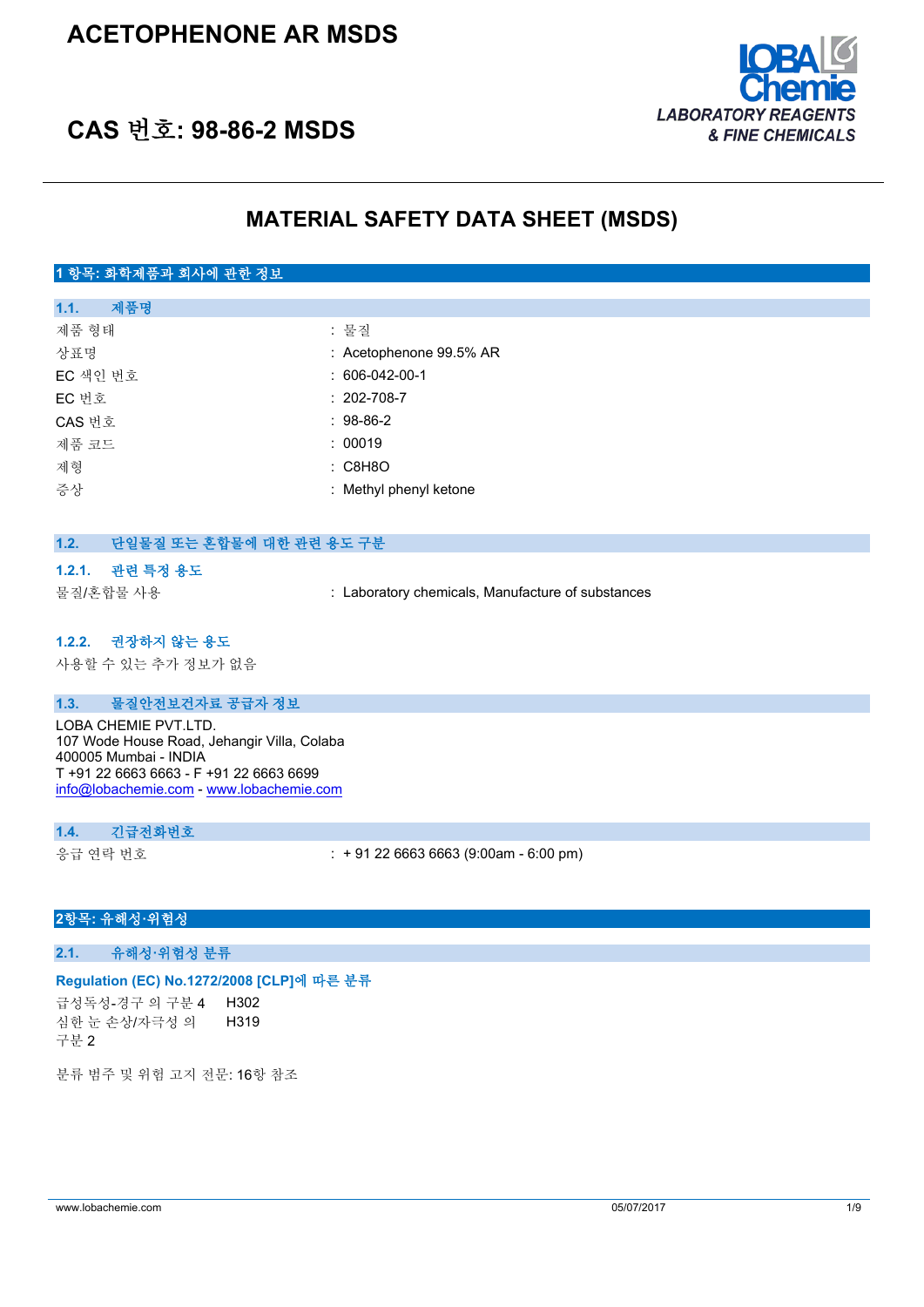# ACETOPHENONE AR MSDS

## CAS 번호: 98-86-2 MSDS

LOBA Chemie
LABORATORY REAGENTS & FINE CHEMICALS

## MATERIAL SAFETY DATA SHEET (MSDS)

### 1 항목: 화학제품과 회사에 관한 정보

#### 1.1. 제품명

| | |
|---|---|
| 제품 형태 | : 물질 |
| 상표명 | : Acetophenone 99.5% AR |
| EC 색인 번호 | : 606-042-00-1 |
| EC 번호 | : 202-708-7 |
| CAS 번호 | : 98-86-2 |
| 제품 코드 | : 00019 |
| 제형 | : C8H8O |
| 증상 | : Methyl phenyl ketone |

#### 1.2. 단일물질 또는 혼합물에 대한 관련 용도 구분

##### 1.2.1. 관련 특정 용도

| | |
|---|---|
| 물질/혼합물 사용 | : Laboratory chemicals, Manufacture of substances |

##### 1.2.2. 권장하지 않는 용도

사용할 수 있는 추가 정보가 없음

#### 1.3. 물질안전보건자료 공급자 정보

LOBA CHEMIE PVT.LTD.
107 Wode House Road, Jehangir Villa, Colaba
400005 Mumbai - INDIA
T +91 22 6663 6663 - F +91 22 6663 6699
info@lobachemie.com - www.lobachemie.com

#### 1.4. 긴급전화번호

| | |
|---|---|
| 응급 연락 번호 | : + 91 22 6663 6663 (9:00am - 6:00 pm) |

### 2항목: 유해성·위험성

#### 2.1. 유해성·위험성 분류

**Regulation (EC) No.1272/2008 [CLP]에 따른 분류**

| | |
|---|---|
| 급성독성-경구 의 구분 4 | H302 |
| 심한 눈 손상/자극성 의 구분 2 | H319 |

분류 범주 및 위험 고지 전문: 16항 참조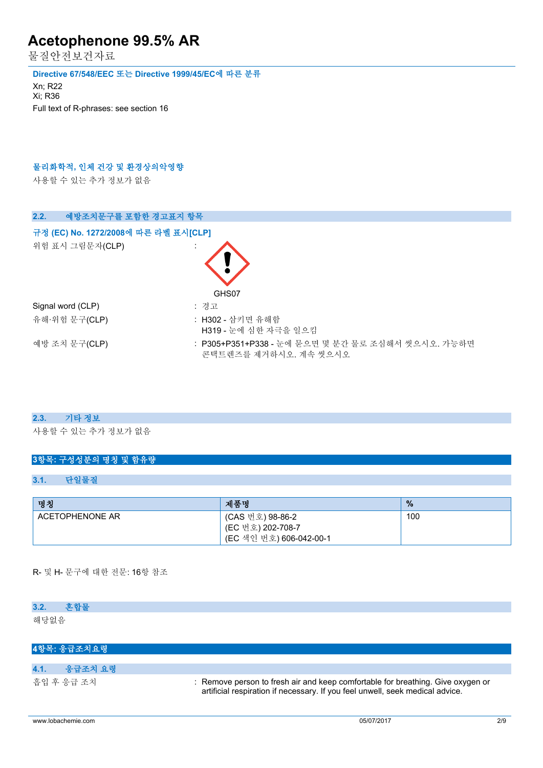**Directive 67/548/EEC 또는 Directive 1999/45/EC에 따른 분류**

Xn; R22
Xi; R36
Full text of R-phrases: see section 16

**물리화학적, 인체 건강 및 환경상의악영향**

사용할 수 있는 추가 정보가 없음

## 2.2. 예방조치문구를 포함한 경고표지 항목

**규정 (EC) No. 1272/2008에 따른 라벨 표시[CLP]**

위험 표시 그림문자(CLP) :

GHS07

Signal word (CLP) : 경고

유해·위험 문구(CLP) : H302 - 삼키면 유해함
H319 - 눈에 심한 자극을 일으킴

예방 조치 문구(CLP) : P305+P351+P338 - 눈에 묻으면 몇 분간 물로 조심해서 씻으시오. 가능하면 콘택트렌즈를 제거하시오. 계속 씻으시오

## 2.3. 기타 정보

사용할 수 있는 추가 정보가 없음

# 3항목: 구성성분의 명칭 및 함유량

## 3.1. 단일물질

| 명칭 | 제품명 | % |
|---|---|---|
| ACETOPHENONE AR | (CAS 번호) 98-86-2<br>(EC 번호) 202-708-7<br>(EC 색인 번호) 606-042-00-1 | 100 |

R- 및 H- 문구에 대한 전문: 16항 참조

## 3.2. 혼합물

해당없음

# 4항목: 응급조치요령

## 4.1. 응급조치 요령

흡입 후 응급 조치 : Remove person to fresh air and keep comfortable for breathing. Give oxygen or artificial respiration if necessary. If you feel unwell, seek medical advice.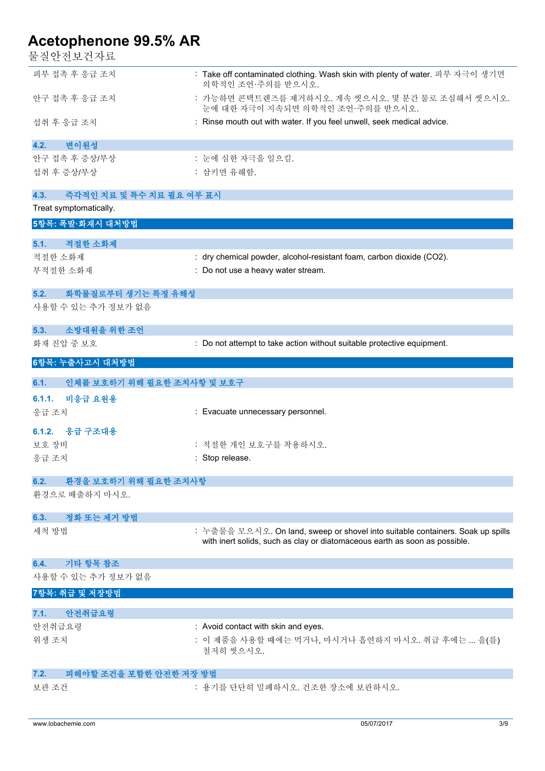피부 접촉 후 응급 조치 : Take off contaminated clothing. Wash skin with plenty of water. 피부 자극이 생기면 의학적인 조언·주의를 받으시오.

안구 접촉 후 응급 조치 : 가능하면 콘택트렌즈를 제거하시오. 계속 씻으시오. 몇 분간 물로 조심해서 씻으시오. 눈에 대한 자극이 지속되면 의학적인 조언·주의를 받으시오.

섭취 후 응급 조치 : Rinse mouth out with water. If you feel unwell, seek medical advice.

### 4.2. 변이원성

안구 접촉 후 증상/부상 : 눈에 심한 자극을 일으킴.

섭취 후 증상/부상 : 삼키면 유해함.

### 4.3. 즉각적인 치료 및 특수 치료 필요 여부 표시

Treat symptomatically.

## 5항목: 폭발·화재시 대처방법

### 5.1. 적절한 소화제

적절한 소화제 : dry chemical powder, alcohol-resistant foam, carbon dioxide ($CO_2$).

부적절한 소화재 : Do not use a heavy water stream.

### 5.2. 화학물질로부터 생기는 특정 유해성

사용할 수 있는 추가 정보가 없음

### 5.3. 소방대원을 위한 조언

화재 진압 중 보호 : Do not attempt to take action without suitable protective equipment.

## 6항목: 누출사고시 대처방법

### 6.1. 인체를 보호하기 위해 필요한 조치사항 및 보호구

#### 6.1.1. 비응급 요원용

응급 조치 : Evacuate unnecessary personnel.

#### 6.1.2. 응급 구조대용

보호 장비 : 적절한 개인 보호구를 착용하시오.

응급 조치 : Stop release.

### 6.2. 환경을 보호하기 위해 필요한 조치사항

환경으로 배출하지 마시오.

### 6.3. 정화 또는 제거 방법

세척 방법 : 누출물을 모으시오. On land, sweep or shovel into suitable containers. Soak up spills with inert solids, such as clay or diatomaceous earth as soon as possible.

### 6.4. 기타 항목 참조

사용할 수 있는 추가 정보가 없음

## 7항목: 취급 및 저장방법

### 7.1. 안전취급요령

안전취급요령 : Avoid contact with skin and eyes.

위생 조치 : 이 제품을 사용할 때에는 먹거나, 마시거나 흡연하지 마시오. 취급 후에는 ... 을(를) 철저히 씻으시오.

### 7.2. 피해야할 조건을 포함한 안전한 저장 방법

보관 조건 : 용기를 단단히 밀폐하시오. 건조한 장소에 보관하시오.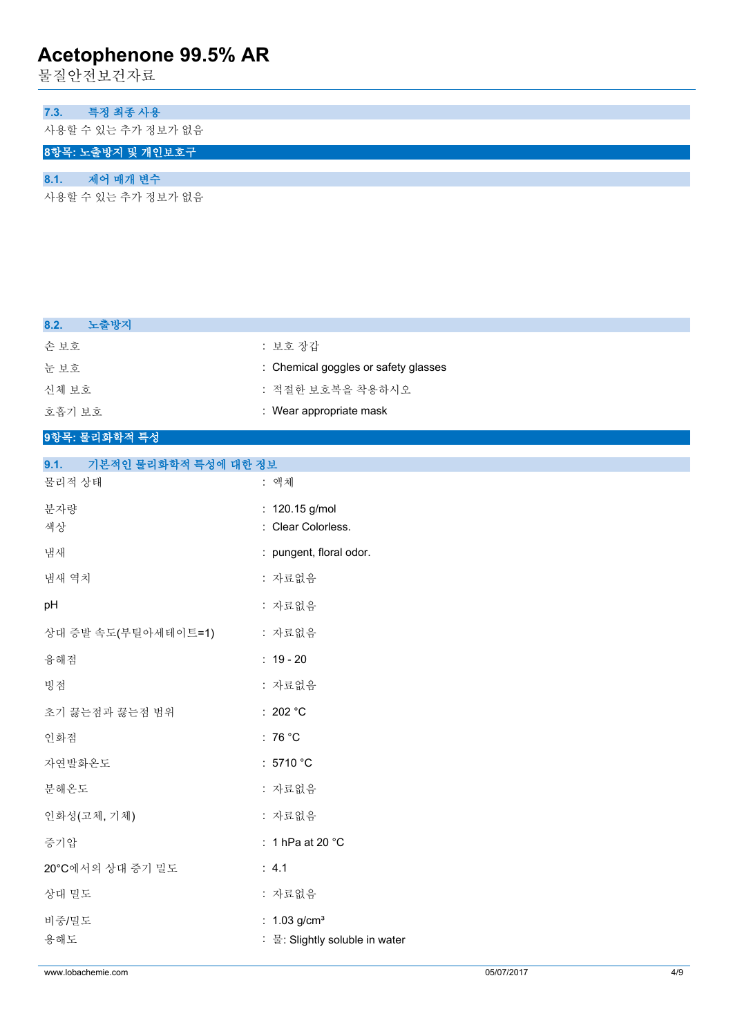### 7.3. 특정 최종 사용

사용할 수 있는 추가 정보가 없음

## 8항목: 노출방지 및 개인보호구

### 8.1. 제어 매개 변수

사용할 수 있는 추가 정보가 없음

### 8.2. 노출방지

| | |
|---|---|
| 손 보호 | : 보호 장갑 |
| 눈 보호 | : Chemical goggles or safety glasses |
| 신체 보호 | : 적절한 보호복을 착용하시오 |
| 호흡기 보호 | : Wear appropriate mask |

## 9항목: 물리화학적 특성

### 9.1. 기본적인 물리화학적 특성에 대한 정보

| | |
|---|---|
| 물리적 상태 | : 액체 |
| 분자량 | : 120.15 g/mol |
| 색상 | : Clear Colorless. |
| 냄새 | : pungent, floral odor. |
| 냄새 역치 | : 자료없음 |
| pH | : 자료없음 |
| 상대 증발 속도(부틸아세테이트=1) | : 자료없음 |
| 융해점 | : 19 - 20 |
| 빙점 | : 자료없음 |
| 초기 끓는점과 끓는점 범위 | : 202 °C |
| 인화점 | : 76 °C |
| 자연발화온도 | : 5710 °C |
| 분해온도 | : 자료없음 |
| 인화성(고체, 기체) | : 자료없음 |
| 증기압 | : 1 hPa at 20 °C |
| 20°C에서의 상대 증기 밀도 | : 4.1 |
| 상대 밀도 | : 자료없음 |
| 비중/밀도 | : 1.03 g/cm³ |
| 용해도 | : 물: Slightly soluble in water |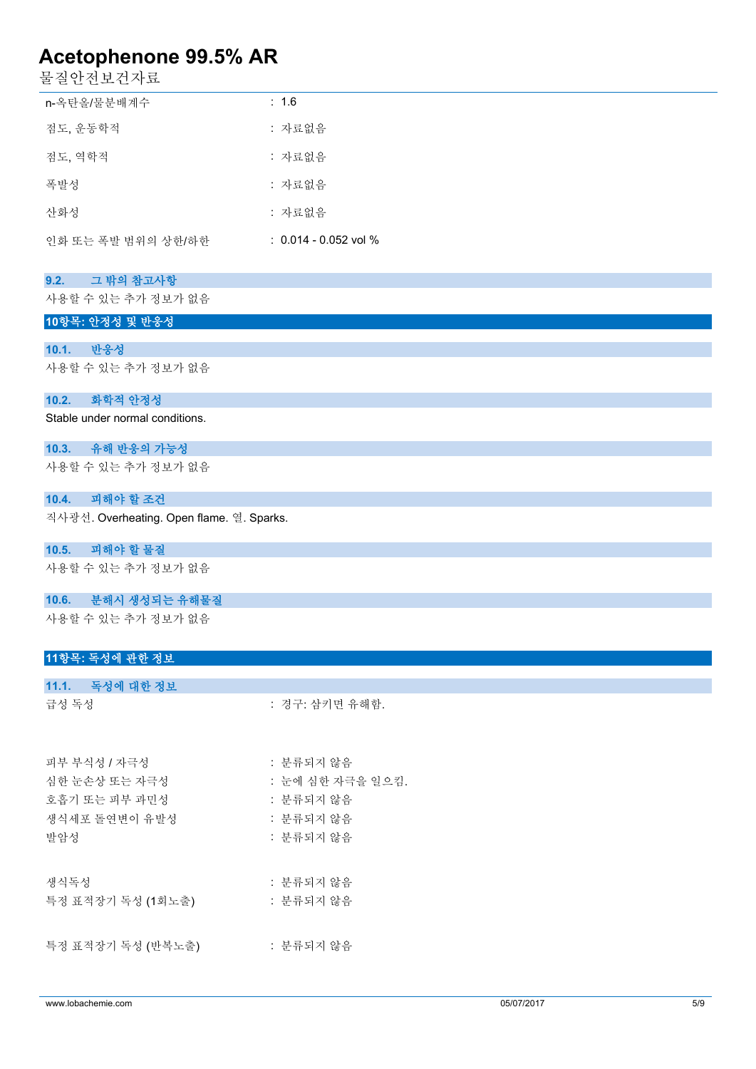| | |
|---|---|
| n-옥탄올/물분배계수 | : 1.6 |
| 점도, 운동학적 | : 자료없음 |
| 점도, 역학적 | : 자료없음 |
| 폭발성 | : 자료없음 |
| 산화성 | : 자료없음 |
| 인화 또는 폭발 범위의 상한/하한 | : 0.014 - 0.052 vol % |

### 9.2. 그 밖의 참고사항

사용할 수 있는 추가 정보가 없음

## 10항목: 안정성 및 반응성

### 10.1. 반응성

사용할 수 있는 추가 정보가 없음

### 10.2. 화학적 안정성

Stable under normal conditions.

### 10.3. 유해 반응의 가능성

사용할 수 있는 추가 정보가 없음

### 10.4. 피해야 할 조건

직사광선. Overheating. Open flame. 열. Sparks.

### 10.5. 피해야 할 물질

사용할 수 있는 추가 정보가 없음

### 10.6. 분해시 생성되는 유해물질

사용할 수 있는 추가 정보가 없음

## 11항목: 독성에 관한 정보

### 11.1. 독성에 대한 정보

| | |
|---|---|
| 급성 독성 | : 경구: 삼키면 유해함. |
| 피부 부식성 / 자극성 | : 분류되지 않음 |
| 심한 눈손상 또는 자극성 | : 눈에 심한 자극을 일으킴. |
| 호흡기 또는 피부 과민성 | : 분류되지 않음 |
| 생식세포 돌연변이 유발성 | : 분류되지 않음 |
| 발암성 | : 분류되지 않음 |
| 생식독성 | : 분류되지 않음 |
| 특정 표적장기 독성 (1회노출) | : 분류되지 않음 |
| 특정 표적장기 독성 (반복노출) | : 분류되지 않음 |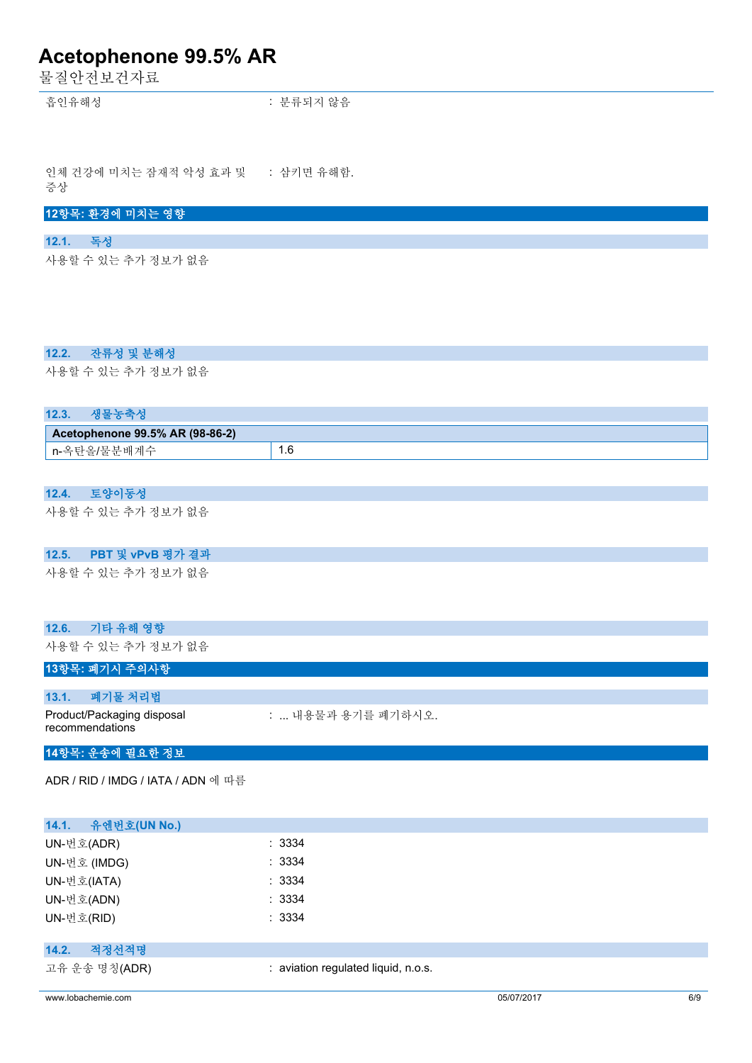흡인유해성 : 분류되지 않음

인체 건강에 미치는 잠재적 악성 효과 및 증상 : 삼키면 유해함.

## 12항목: 환경에 미치는 영향

### 12.1. 독성

사용할 수 있는 추가 정보가 없음

### 12.2. 잔류성 및 분해성

사용할 수 있는 추가 정보가 없음

### 12.3. 생물농축성

| Acetophenone 99.5% AR (98-86-2) | |
|---|---|
| n-옥탄올/물분배계수 | 1.6 |

### 12.4. 토양이동성

사용할 수 있는 추가 정보가 없음

### 12.5. PBT 및 vPvB 평가 결과

사용할 수 있는 추가 정보가 없음

### 12.6. 기타 유해 영향

사용할 수 있는 추가 정보가 없음

## 13항목: 폐기시 주의사항

### 13.1. 폐기물 처리법

Product/Packaging disposal recommendations : ... 내용물과 용기를 폐기하시오.

## 14항목: 운송에 필요한 정보

ADR / RID / IMDG / IATA / ADN 에 따름

### 14.1. 유엔번호(UN No.)

UN-번호(ADR) : 3334

UN-번호 (IMDG) : 3334

UN-번호(IATA) : 3334

UN-번호(ADN) : 3334

UN-번호(RID) : 3334

### 14.2. 적정선적명

고유 운송 명칭(ADR) : aviation regulated liquid, n.o.s.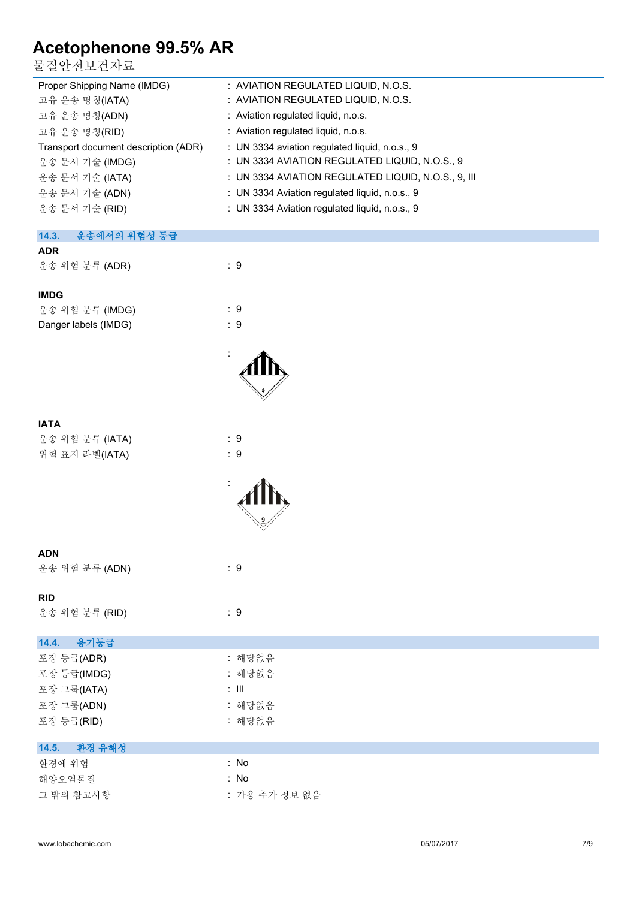| | |
|---|---|
| Proper Shipping Name (IMDG) | : AVIATION REGULATED LIQUID, N.O.S. |
| 고유 운송 명칭(IATA) | : AVIATION REGULATED LIQUID, N.O.S. |
| 고유 운송 명칭(ADN) | : Aviation regulated liquid, n.o.s. |
| 고유 운송 명칭(RID) | : Aviation regulated liquid, n.o.s. |
| Transport document description (ADR) | : UN 3334 aviation regulated liquid, n.o.s., 9 |
| 운송 문서 기술 (IMDG) | : UN 3334 AVIATION REGULATED LIQUID, N.O.S., 9 |
| 운송 문서 기술 (IATA) | : UN 3334 AVIATION REGULATED LIQUID, N.O.S., 9, III |
| 운송 문서 기술 (ADN) | : UN 3334 Aviation regulated liquid, n.o.s., 9 |
| 운송 문서 기술 (RID) | : UN 3334 Aviation regulated liquid, n.o.s., 9 |

## 14.3. 운송에서의 위험성 등급

**ADR**

| | |
|---|---|
| 운송 위험 분류 (ADR) | : 9 |

**IMDG**

| | |
|---|---|
| 운송 위험 분류 (IMDG) | : 9 |
| Danger labels (IMDG) | : 9 |
| | : |

**IATA**

| | |
|---|---|
| 운송 위험 분류 (IATA) | : 9 |
| 위험 표지 라벨(IATA) | : 9 |
| | : |

**ADN**

| | |
|---|---|
| 운송 위험 분류 (ADN) | : 9 |

**RID**

| | |
|---|---|
| 운송 위험 분류 (RID) | : 9 |

## 14.4. 용기등급

| | |
|---|---|
| 포장 등급(ADR) | : 해당없음 |
| 포장 등급(IMDG) | : 해당없음 |
| 포장 그룹(IATA) | : III |
| 포장 그룹(ADN) | : 해당없음 |
| 포장 등급(RID) | : 해당없음 |

## 14.5. 환경 유해성

| | |
|---|---|
| 환경에 위험 | : No |
| 해양오염물질 | : No |
| 그 밖의 참고사항 | : 가용 추가 정보 없음 |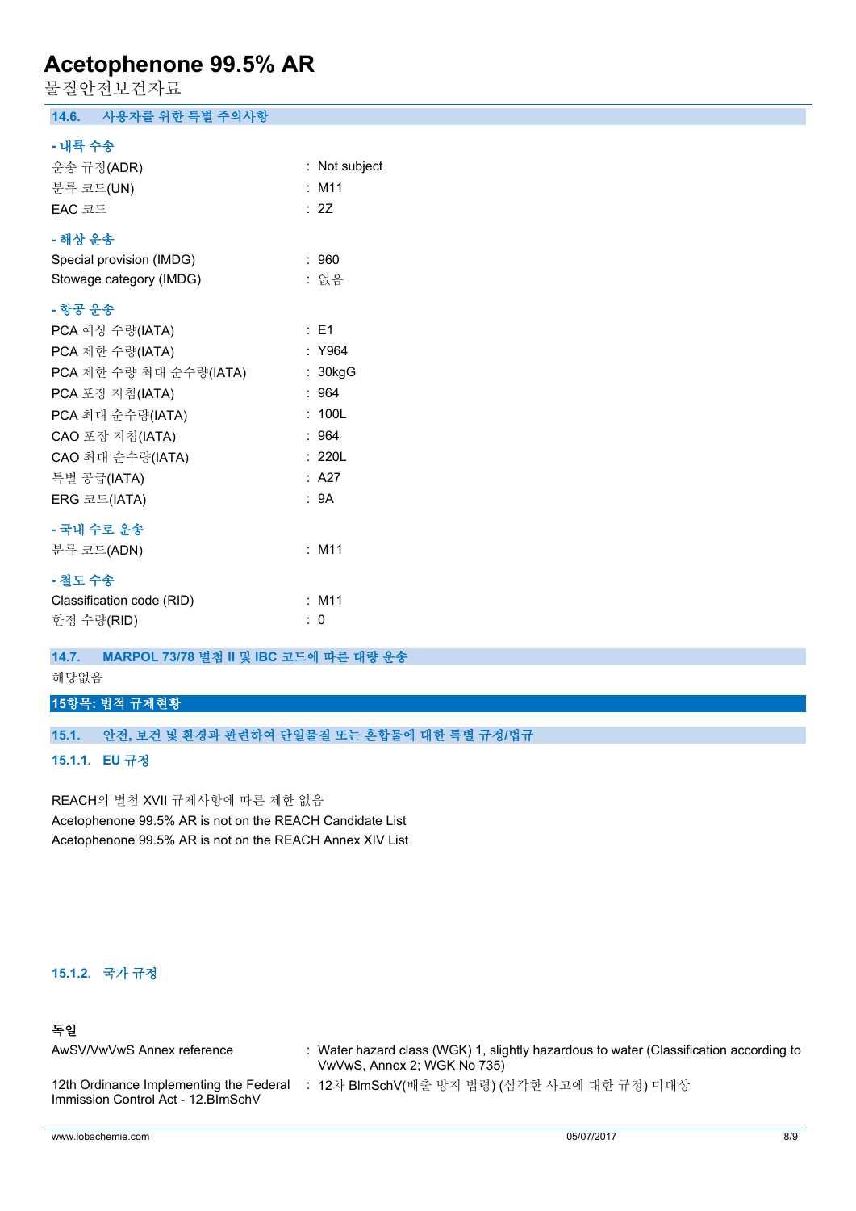### 14.6. 사용자를 위한 특별 주의사항

**- 내륙 수송**

| | |
|---|---|
| 운송 규정(ADR) | : Not subject |
| 분류 코드(UN) | : M11 |
| EAC 코드 | : 2Z |

**- 해상 운송**

| | |
|---|---|
| Special provision (IMDG) | : 960 |
| Stowage category (IMDG) | : 없음 |

**- 항공 운송**

| | |
|---|---|
| PCA 예상 수량(IATA) | : E1 |
| PCA 제한 수량(IATA) | : Y964 |
| PCA 제한 수량 최대 순수량(IATA) | : 30kgG |
| PCA 포장 지침(IATA) | : 964 |
| PCA 최대 순수량(IATA) | : 100L |
| CAO 포장 지침(IATA) | : 964 |
| CAO 최대 순수량(IATA) | : 220L |
| 특별 공급(IATA) | : A27 |
| ERG 코드(IATA) | : 9A |

**- 국내 수로 운송**

| | |
|---|---|
| 분류 코드(ADN) | : M11 |

**- 철도 수송**

| | |
|---|---|
| Classification code (RID) | : M11 |
| 한정 수량(RID) | : 0 |

### 14.7. MARPOL 73/78 별첨 II 및 IBC 코드에 따른 대량 운송

해당없음

## 15항목: 법적 규제현황

### 15.1. 안전, 보건 및 환경과 관련하여 단일물질 또는 혼합물에 대한 특별 규정/법규

#### 15.1.1. EU 규정

REACH의 별첨 XVII 규제사항에 따른 제한 없음
Acetophenone 99.5% AR is not on the REACH Candidate List
Acetophenone 99.5% AR is not on the REACH Annex XIV List

#### 15.1.2. 국가 규정

**독일**

| | |
|---|---|
| AwSV/VwVwS Annex reference | : Water hazard class (WGK) 1, slightly hazardous to water (Classification according to VwVwS, Annex 2; WGK No 735) |
| 12th Ordinance Implementing the Federal Immission Control Act - 12.BImSchV | : 12차 BImSchV(배출 방지 법령) (심각한 사고에 대한 규정) 미대상 |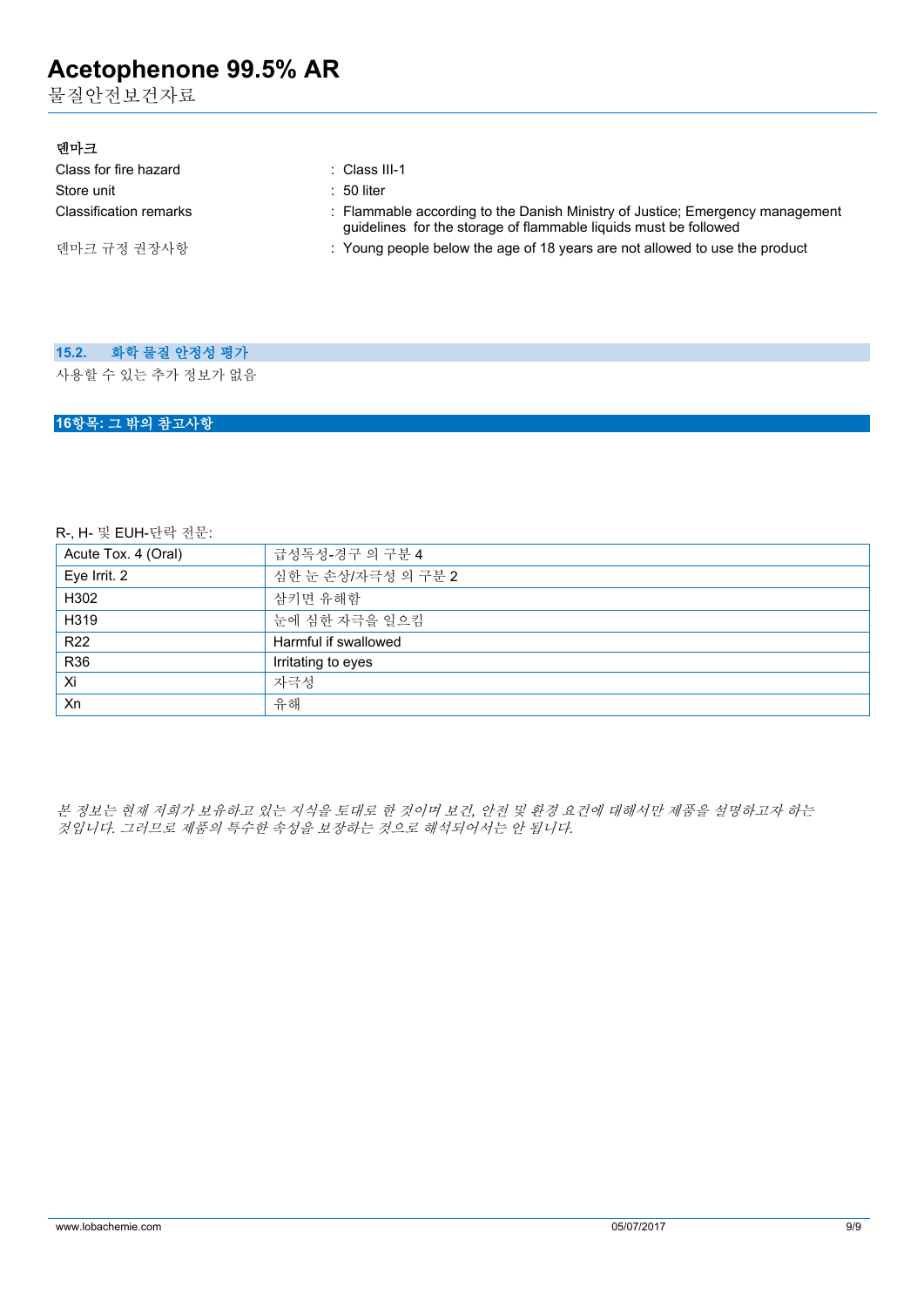**덴마크**

| | |
|---|---|
| Class for fire hazard | : Class III-1 |
| Store unit | : 50 liter |
| Classification remarks | : Flammable according to the Danish Ministry of Justice; Emergency management guidelines for the storage of flammable liquids must be followed |
| 덴마크 규정 권장사항 | : Young people below the age of 18 years are not allowed to use the product |

## 15.2. 화학 물질 안정성 평가

사용할 수 있는 추가 정보가 없음

## 16항목: 그 밖의 참고사항

R-, H- 및 EUH-단락 전문:

| | |
|---|---|
| Acute Tox. 4 (Oral) | 급성독성-경구 의 구분 4 |
| Eye Irrit. 2 | 심한 눈 손상/자극성 의 구분 2 |
| H302 | 삼키면 유해함 |
| H319 | 눈에 심한 자극을 일으킴 |
| R22 | Harmful if swallowed |
| R36 | Irritating to eyes |
| Xi | 자극성 |
| Xn | 유해 |

*본 정보는 현재 저희가 보유하고 있는 지식을 토대로 한 것이며 보건, 안전 및 환경 요건에 대해서만 제품을 설명하고자 하는 것입니다. 그러므로 제품의 특수한 속성을 보장하는 것으로 해석되어서는 안 됩니다.*